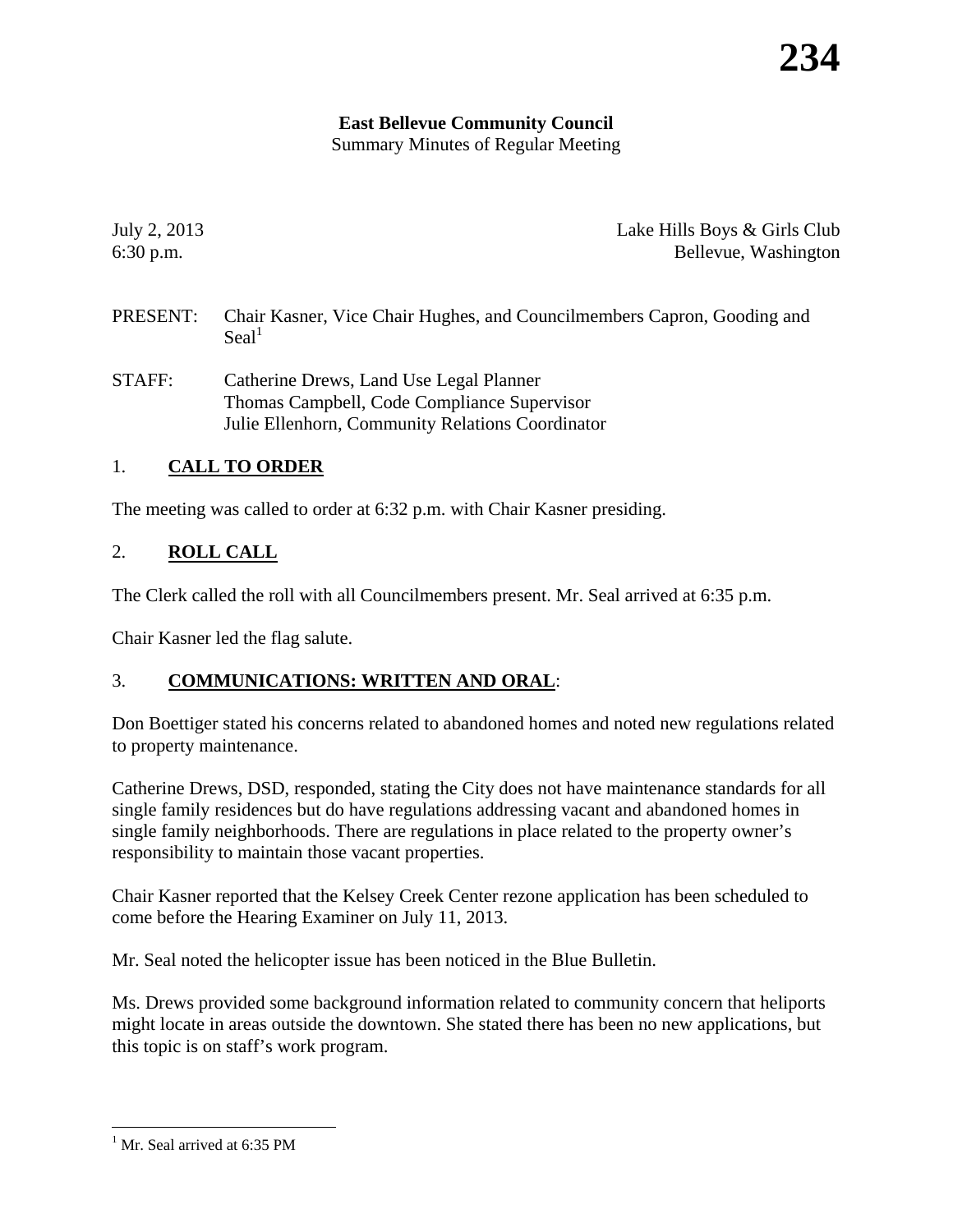**East Bellevue Community Council**
Summary Minutes of Regular Meeting

July 2, 2013 — Lake Hills Boys & Girls Club
6:30 p.m. — Bellevue, Washington

PRESENT: Chair Kasner, Vice Chair Hughes, and Councilmembers Capron, Gooding and Seal[1]

STAFF: Catherine Drews, Land Use Legal Planner
Thomas Campbell, Code Compliance Supervisor
Julie Ellenhorn, Community Relations Coordinator

## 1. CALL TO ORDER

The meeting was called to order at 6:32 p.m. with Chair Kasner presiding.

## 2. ROLL CALL

The Clerk called the roll with all Councilmembers present. Mr. Seal arrived at 6:35 p.m.

Chair Kasner led the flag salute.

## 3. COMMUNICATIONS: WRITTEN AND ORAL:

Don Boettiger stated his concerns related to abandoned homes and noted new regulations related to property maintenance.

Catherine Drews, DSD, responded, stating the City does not have maintenance standards for all single family residences but do have regulations addressing vacant and abandoned homes in single family neighborhoods. There are regulations in place related to the property owner's responsibility to maintain those vacant properties.

Chair Kasner reported that the Kelsey Creek Center rezone application has been scheduled to come before the Hearing Examiner on July 11, 2013.

Mr. Seal noted the helicopter issue has been noticed in the Blue Bulletin.

Ms. Drews provided some background information related to community concern that heliports might locate in areas outside the downtown. She stated there has been no new applications, but this topic is on staff's work program.

---

[1] Mr. Seal arrived at 6:35 PM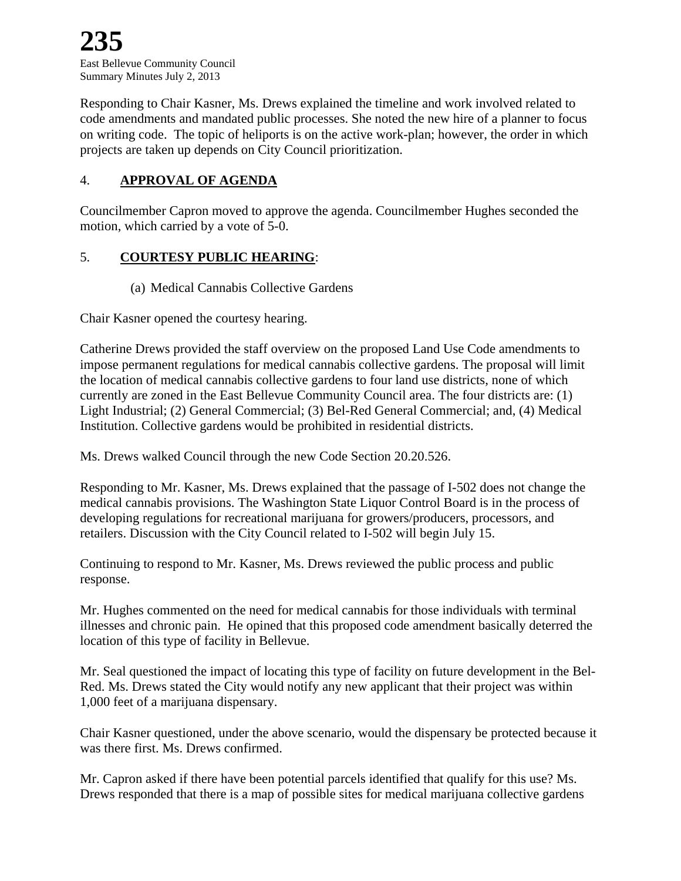Responding to Chair Kasner, Ms. Drews explained the timeline and work involved related to code amendments and mandated public processes. She noted the new hire of a planner to focus on writing code. The topic of heliports is on the active work-plan; however, the order in which projects are taken up depends on City Council prioritization.

## 4. **APPROVAL OF AGENDA**

Councilmember Capron moved to approve the agenda. Councilmember Hughes seconded the motion, which carried by a vote of 5-0.

## 5. **COURTESY PUBLIC HEARING**:

(a) Medical Cannabis Collective Gardens

Chair Kasner opened the courtesy hearing.

Catherine Drews provided the staff overview on the proposed Land Use Code amendments to impose permanent regulations for medical cannabis collective gardens. The proposal will limit the location of medical cannabis collective gardens to four land use districts, none of which currently are zoned in the East Bellevue Community Council area. The four districts are: (1) Light Industrial; (2) General Commercial; (3) Bel-Red General Commercial; and, (4) Medical Institution. Collective gardens would be prohibited in residential districts.

Ms. Drews walked Council through the new Code Section 20.20.526.

Responding to Mr. Kasner, Ms. Drews explained that the passage of I-502 does not change the medical cannabis provisions. The Washington State Liquor Control Board is in the process of developing regulations for recreational marijuana for growers/producers, processors, and retailers. Discussion with the City Council related to I-502 will begin July 15.

Continuing to respond to Mr. Kasner, Ms. Drews reviewed the public process and public response.

Mr. Hughes commented on the need for medical cannabis for those individuals with terminal illnesses and chronic pain. He opined that this proposed code amendment basically deterred the location of this type of facility in Bellevue.

Mr. Seal questioned the impact of locating this type of facility on future development in the Bel-Red. Ms. Drews stated the City would notify any new applicant that their project was within 1,000 feet of a marijuana dispensary.

Chair Kasner questioned, under the above scenario, would the dispensary be protected because it was there first. Ms. Drews confirmed.

Mr. Capron asked if there have been potential parcels identified that qualify for this use? Ms. Drews responded that there is a map of possible sites for medical marijuana collective gardens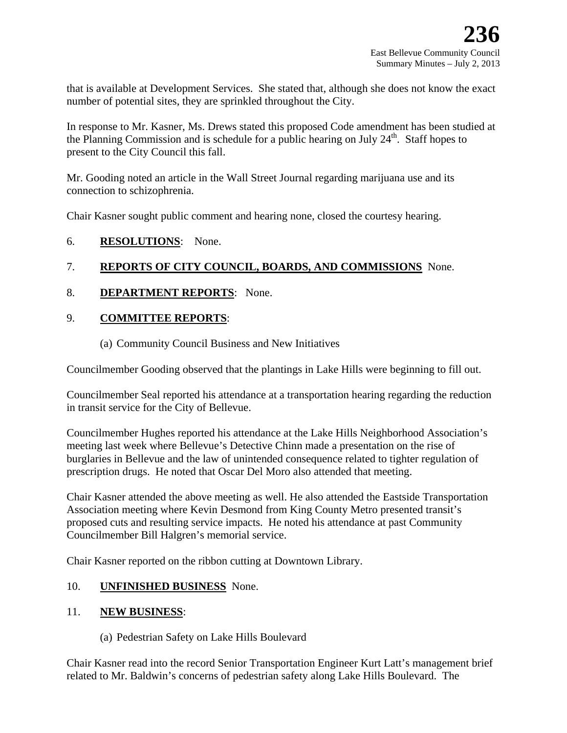that is available at Development Services. She stated that, although she does not know the exact number of potential sites, they are sprinkled throughout the City.

In response to Mr. Kasner, Ms. Drews stated this proposed Code amendment has been studied at the Planning Commission and is schedule for a public hearing on July 24th. Staff hopes to present to the City Council this fall.

Mr. Gooding noted an article in the Wall Street Journal regarding marijuana use and its connection to schizophrenia.

Chair Kasner sought public comment and hearing none, closed the courtesy hearing.

6. **RESOLUTIONS**: None.

7. **REPORTS OF CITY COUNCIL, BOARDS, AND COMMISSIONS** None.

8. **DEPARTMENT REPORTS**: None.

9. **COMMITTEE REPORTS**:

   (a) Community Council Business and New Initiatives

Councilmember Gooding observed that the plantings in Lake Hills were beginning to fill out.

Councilmember Seal reported his attendance at a transportation hearing regarding the reduction in transit service for the City of Bellevue.

Councilmember Hughes reported his attendance at the Lake Hills Neighborhood Association's meeting last week where Bellevue's Detective Chinn made a presentation on the rise of burglaries in Bellevue and the law of unintended consequence related to tighter regulation of prescription drugs. He noted that Oscar Del Moro also attended that meeting.

Chair Kasner attended the above meeting as well. He also attended the Eastside Transportation Association meeting where Kevin Desmond from King County Metro presented transit's proposed cuts and resulting service impacts. He noted his attendance at past Community Councilmember Bill Halgren's memorial service.

Chair Kasner reported on the ribbon cutting at Downtown Library.

10. **UNFINISHED BUSINESS** None.

11. **NEW BUSINESS**:

   (a) Pedestrian Safety on Lake Hills Boulevard

Chair Kasner read into the record Senior Transportation Engineer Kurt Latt's management brief related to Mr. Baldwin's concerns of pedestrian safety along Lake Hills Boulevard. The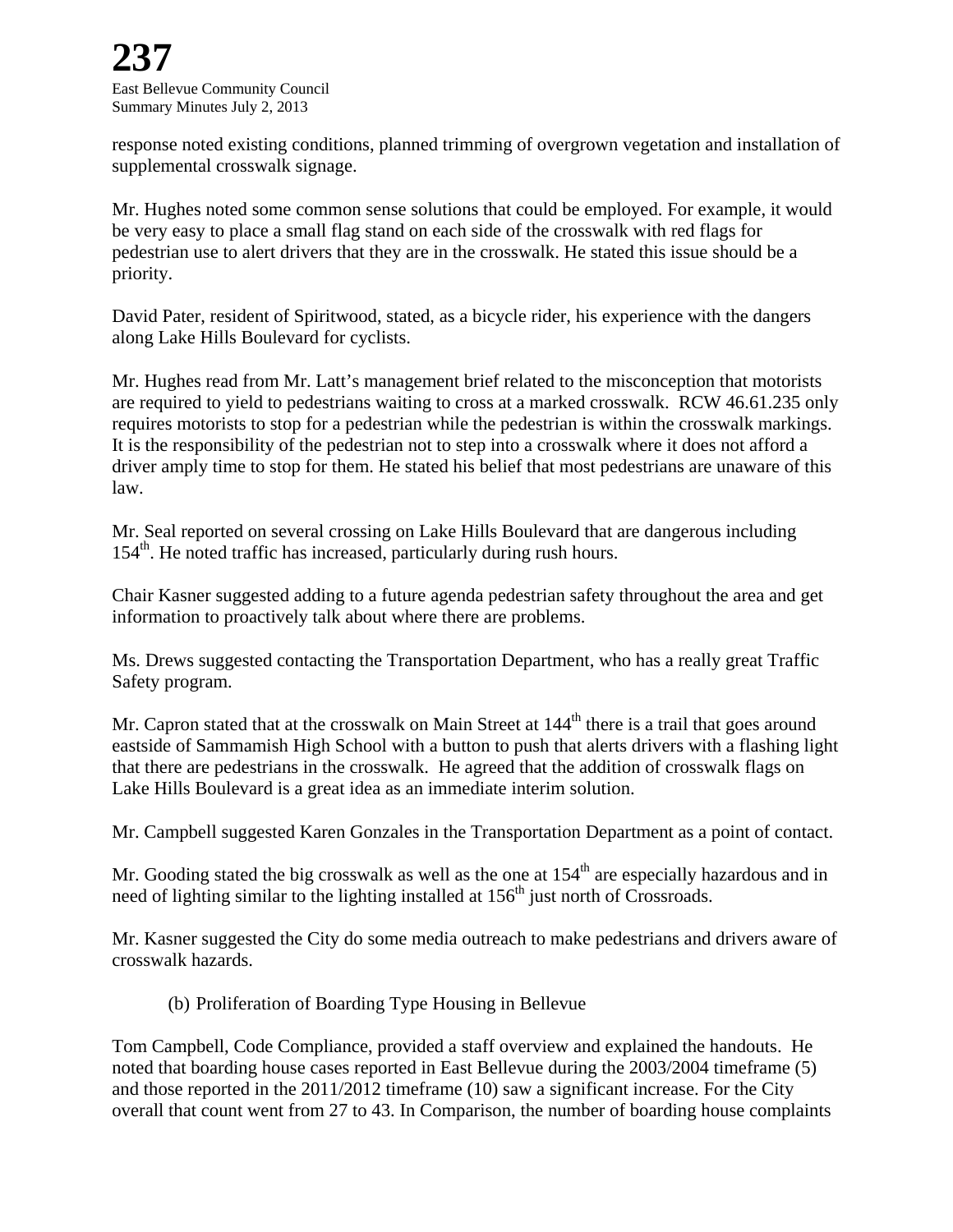response noted existing conditions, planned trimming of overgrown vegetation and installation of supplemental crosswalk signage.

Mr. Hughes noted some common sense solutions that could be employed. For example, it would be very easy to place a small flag stand on each side of the crosswalk with red flags for pedestrian use to alert drivers that they are in the crosswalk. He stated this issue should be a priority.

David Pater, resident of Spiritwood, stated, as a bicycle rider, his experience with the dangers along Lake Hills Boulevard for cyclists.

Mr. Hughes read from Mr. Latt's management brief related to the misconception that motorists are required to yield to pedestrians waiting to cross at a marked crosswalk. RCW 46.61.235 only requires motorists to stop for a pedestrian while the pedestrian is within the crosswalk markings. It is the responsibility of the pedestrian not to step into a crosswalk where it does not afford a driver amply time to stop for them. He stated his belief that most pedestrians are unaware of this law.

Mr. Seal reported on several crossing on Lake Hills Boulevard that are dangerous including 154th. He noted traffic has increased, particularly during rush hours.

Chair Kasner suggested adding to a future agenda pedestrian safety throughout the area and get information to proactively talk about where there are problems.

Ms. Drews suggested contacting the Transportation Department, who has a really great Traffic Safety program.

Mr. Capron stated that at the crosswalk on Main Street at 144th there is a trail that goes around eastside of Sammamish High School with a button to push that alerts drivers with a flashing light that there are pedestrians in the crosswalk. He agreed that the addition of crosswalk flags on Lake Hills Boulevard is a great idea as an immediate interim solution.

Mr. Campbell suggested Karen Gonzales in the Transportation Department as a point of contact.

Mr. Gooding stated the big crosswalk as well as the one at 154th are especially hazardous and in need of lighting similar to the lighting installed at 156th just north of Crossroads.

Mr. Kasner suggested the City do some media outreach to make pedestrians and drivers aware of crosswalk hazards.

(b) Proliferation of Boarding Type Housing in Bellevue

Tom Campbell, Code Compliance, provided a staff overview and explained the handouts. He noted that boarding house cases reported in East Bellevue during the 2003/2004 timeframe (5) and those reported in the 2011/2012 timeframe (10) saw a significant increase. For the City overall that count went from 27 to 43. In Comparison, the number of boarding house complaints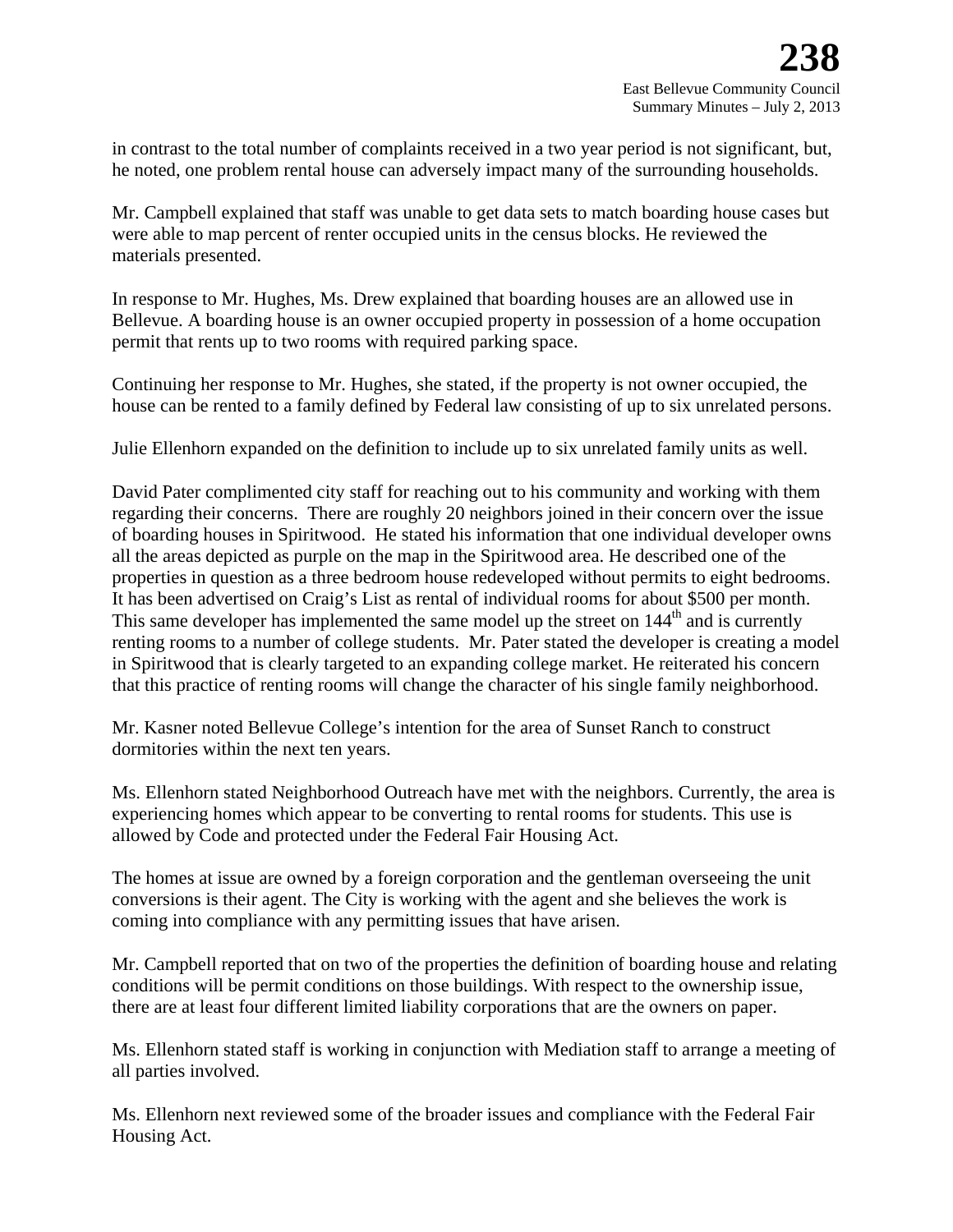in contrast to the total number of complaints received in a two year period is not significant, but, he noted, one problem rental house can adversely impact many of the surrounding households.

Mr. Campbell explained that staff was unable to get data sets to match boarding house cases but were able to map percent of renter occupied units in the census blocks. He reviewed the materials presented.

In response to Mr. Hughes, Ms. Drew explained that boarding houses are an allowed use in Bellevue. A boarding house is an owner occupied property in possession of a home occupation permit that rents up to two rooms with required parking space.

Continuing her response to Mr. Hughes, she stated, if the property is not owner occupied, the house can be rented to a family defined by Federal law consisting of up to six unrelated persons.

Julie Ellenhorn expanded on the definition to include up to six unrelated family units as well.

David Pater complimented city staff for reaching out to his community and working with them regarding their concerns. There are roughly 20 neighbors joined in their concern over the issue of boarding houses in Spiritwood. He stated his information that one individual developer owns all the areas depicted as purple on the map in the Spiritwood area. He described one of the properties in question as a three bedroom house redeveloped without permits to eight bedrooms. It has been advertised on Craig's List as rental of individual rooms for about $500 per month. This same developer has implemented the same model up the street on 144th and is currently renting rooms to a number of college students. Mr. Pater stated the developer is creating a model in Spiritwood that is clearly targeted to an expanding college market. He reiterated his concern that this practice of renting rooms will change the character of his single family neighborhood.

Mr. Kasner noted Bellevue College's intention for the area of Sunset Ranch to construct dormitories within the next ten years.

Ms. Ellenhorn stated Neighborhood Outreach have met with the neighbors. Currently, the area is experiencing homes which appear to be converting to rental rooms for students. This use is allowed by Code and protected under the Federal Fair Housing Act.

The homes at issue are owned by a foreign corporation and the gentleman overseeing the unit conversions is their agent. The City is working with the agent and she believes the work is coming into compliance with any permitting issues that have arisen.

Mr. Campbell reported that on two of the properties the definition of boarding house and relating conditions will be permit conditions on those buildings. With respect to the ownership issue, there are at least four different limited liability corporations that are the owners on paper.

Ms. Ellenhorn stated staff is working in conjunction with Mediation staff to arrange a meeting of all parties involved.

Ms. Ellenhorn next reviewed some of the broader issues and compliance with the Federal Fair Housing Act.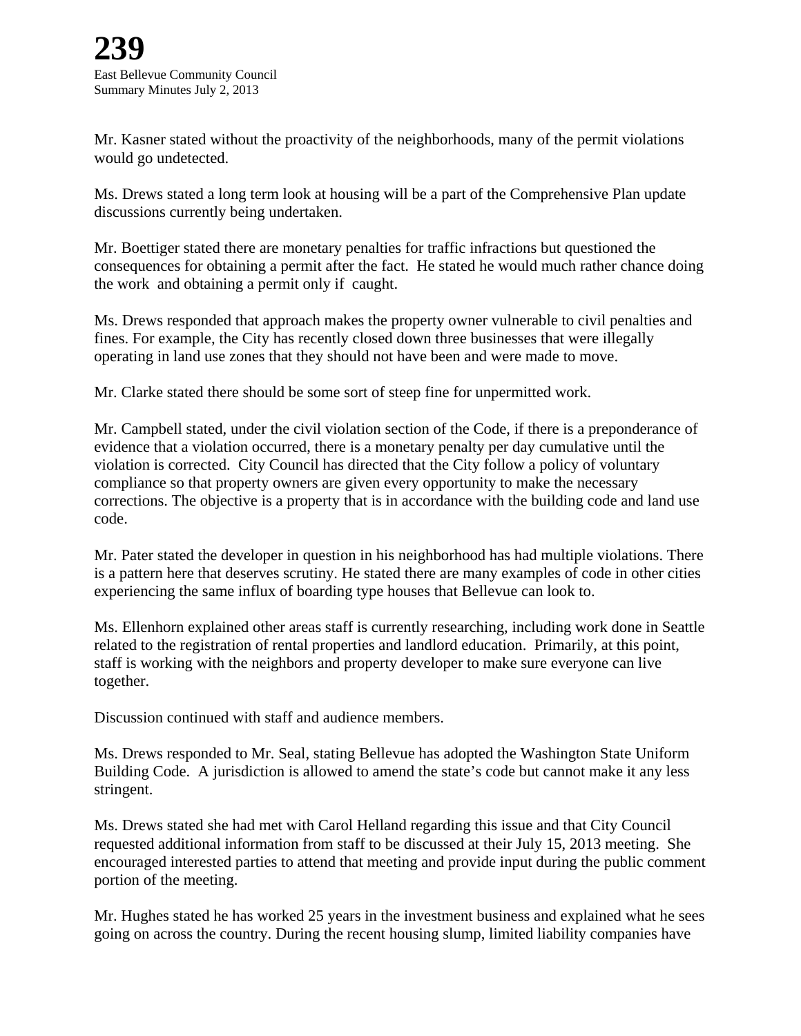Mr. Kasner stated without the proactivity of the neighborhoods, many of the permit violations would go undetected.

Ms. Drews stated a long term look at housing will be a part of the Comprehensive Plan update discussions currently being undertaken.

Mr. Boettiger stated there are monetary penalties for traffic infractions but questioned the consequences for obtaining a permit after the fact. He stated he would much rather chance doing the work and obtaining a permit only if caught.

Ms. Drews responded that approach makes the property owner vulnerable to civil penalties and fines. For example, the City has recently closed down three businesses that were illegally operating in land use zones that they should not have been and were made to move.

Mr. Clarke stated there should be some sort of steep fine for unpermitted work.

Mr. Campbell stated, under the civil violation section of the Code, if there is a preponderance of evidence that a violation occurred, there is a monetary penalty per day cumulative until the violation is corrected. City Council has directed that the City follow a policy of voluntary compliance so that property owners are given every opportunity to make the necessary corrections. The objective is a property that is in accordance with the building code and land use code.

Mr. Pater stated the developer in question in his neighborhood has had multiple violations. There is a pattern here that deserves scrutiny. He stated there are many examples of code in other cities experiencing the same influx of boarding type houses that Bellevue can look to.

Ms. Ellenhorn explained other areas staff is currently researching, including work done in Seattle related to the registration of rental properties and landlord education. Primarily, at this point, staff is working with the neighbors and property developer to make sure everyone can live together.

Discussion continued with staff and audience members.

Ms. Drews responded to Mr. Seal, stating Bellevue has adopted the Washington State Uniform Building Code. A jurisdiction is allowed to amend the state's code but cannot make it any less stringent.

Ms. Drews stated she had met with Carol Helland regarding this issue and that City Council requested additional information from staff to be discussed at their July 15, 2013 meeting. She encouraged interested parties to attend that meeting and provide input during the public comment portion of the meeting.

Mr. Hughes stated he has worked 25 years in the investment business and explained what he sees going on across the country. During the recent housing slump, limited liability companies have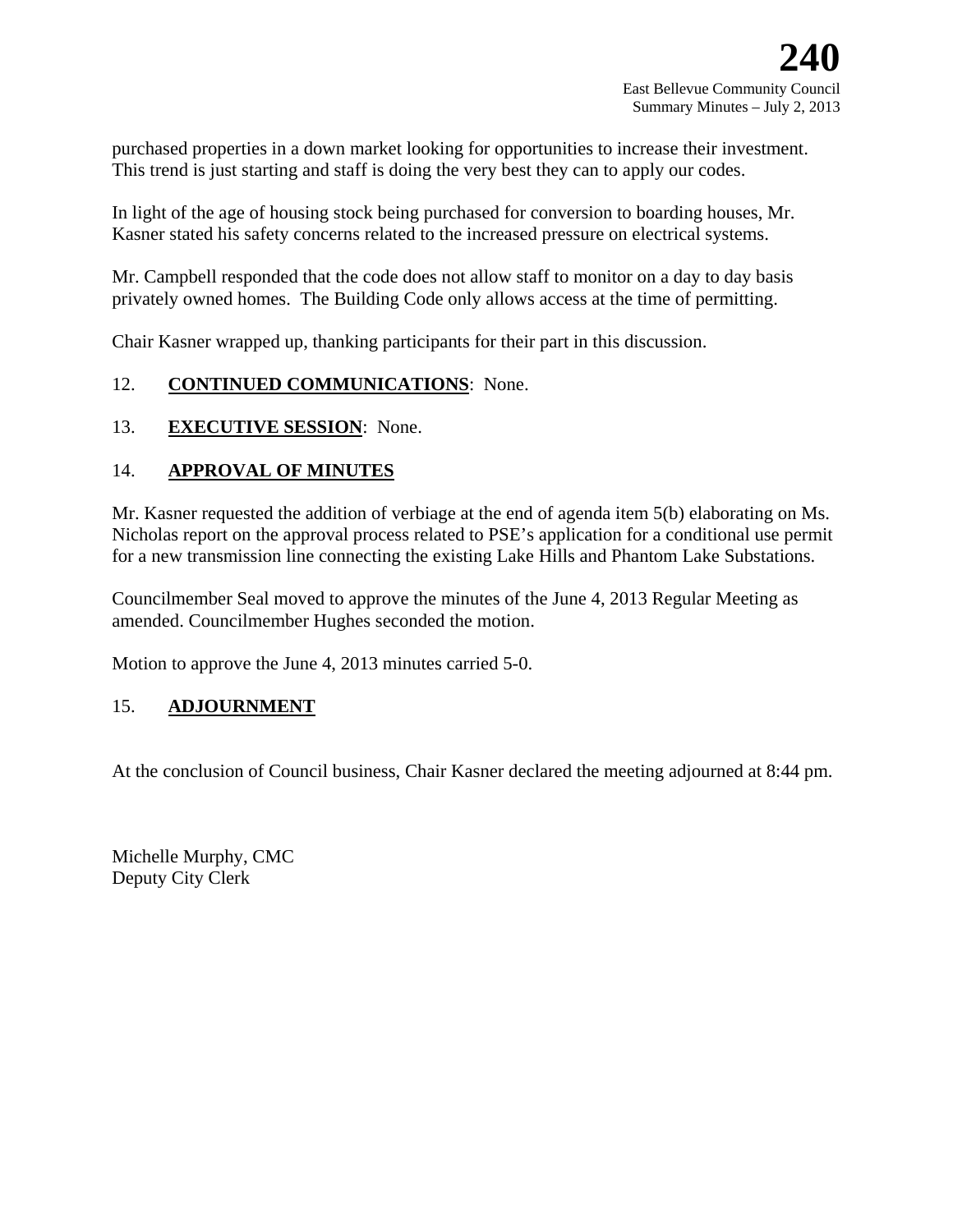purchased properties in a down market looking for opportunities to increase their investment. This trend is just starting and staff is doing the very best they can to apply our codes.

In light of the age of housing stock being purchased for conversion to boarding houses, Mr. Kasner stated his safety concerns related to the increased pressure on electrical systems.

Mr. Campbell responded that the code does not allow staff to monitor on a day to day basis privately owned homes. The Building Code only allows access at the time of permitting.

Chair Kasner wrapped up, thanking participants for their part in this discussion.

12. **CONTINUED COMMUNICATIONS**: None.

13. **EXECUTIVE SESSION**: None.

14. **APPROVAL OF MINUTES**

Mr. Kasner requested the addition of verbiage at the end of agenda item 5(b) elaborating on Ms. Nicholas report on the approval process related to PSE's application for a conditional use permit for a new transmission line connecting the existing Lake Hills and Phantom Lake Substations.

Councilmember Seal moved to approve the minutes of the June 4, 2013 Regular Meeting as amended. Councilmember Hughes seconded the motion.

Motion to approve the June 4, 2013 minutes carried 5-0.

15. **ADJOURNMENT**

At the conclusion of Council business, Chair Kasner declared the meeting adjourned at 8:44 pm.

Michelle Murphy, CMC
Deputy City Clerk